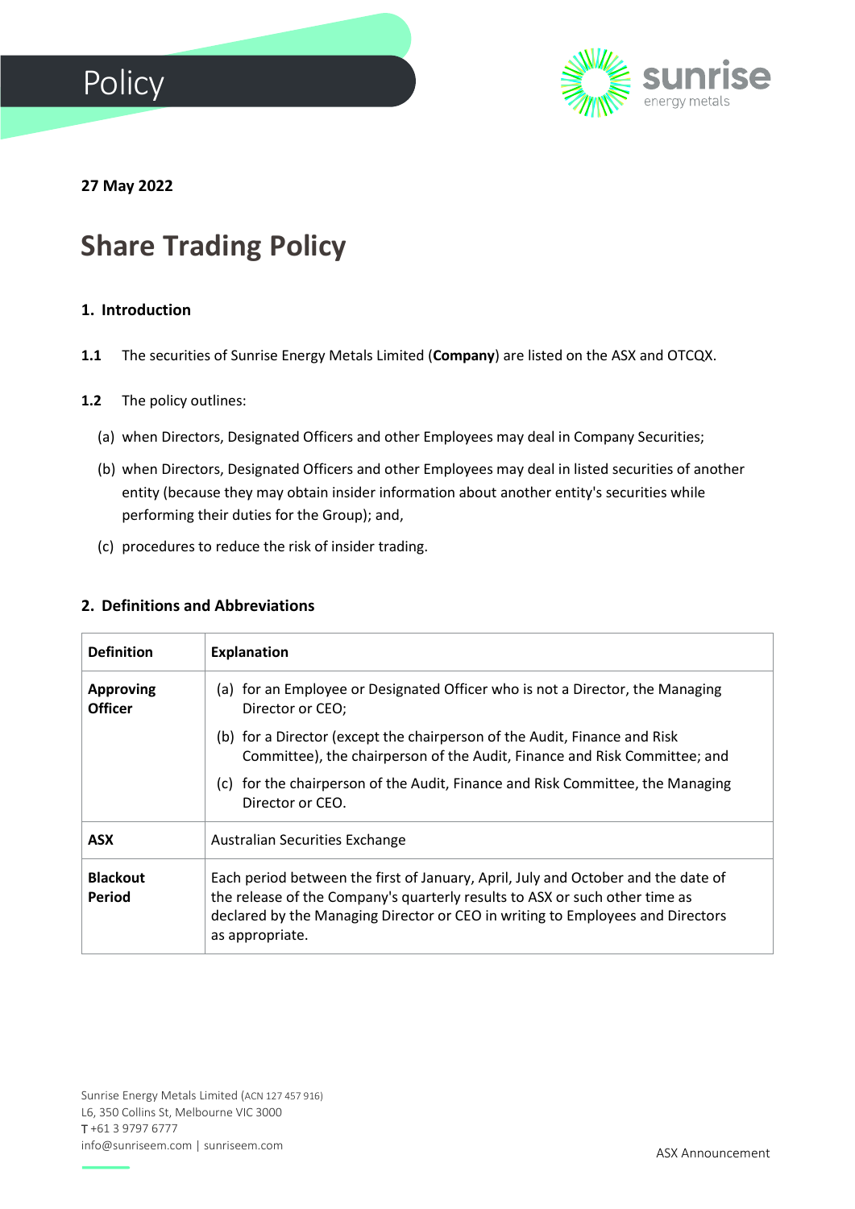Policy

27 May 2022

# Share Trading Policy

## 1. Introduction

**1.1** The securities of Sunrise Energy Metals Limited (**Company**) are listed on the ASX and OTCQX.

**1.2** The policy outlines:

(a) when Directors, Designated Officers and other Employees may deal in Company Securities;

(b) when Directors, Designated Officers and other Employees may deal in listed securities of another entity (because they may obtain insider information about another entity's securities while performing their duties for the Group); and,

(c) procedures to reduce the risk of insider trading.

## 2. Definitions and Abbreviations

| Definition | Explanation |
| --- | --- |
| **Approving Officer** | (a) for an Employee or Designated Officer who is not a Director, the Managing Director or CEO; (b) for a Director (except the chairperson of the Audit, Finance and Risk Committee), the chairperson of the Audit, Finance and Risk Committee; and (c) for the chairperson of the Audit, Finance and Risk Committee, the Managing Director or CEO. |
| **ASX** | Australian Securities Exchange |
| **Blackout Period** | Each period between the first of January, April, July and October and the date of the release of the Company's quarterly results to ASX or such other time as declared by the Managing Director or CEO in writing to Employees and Directors as appropriate. |

Sunrise Energy Metals Limited (ACN 127 457 916)
L6, 350 Collins St, Melbourne VIC 3000
T +61 3 9797 6777
info@sunriseem.com | sunriseem.com

ASX Announcement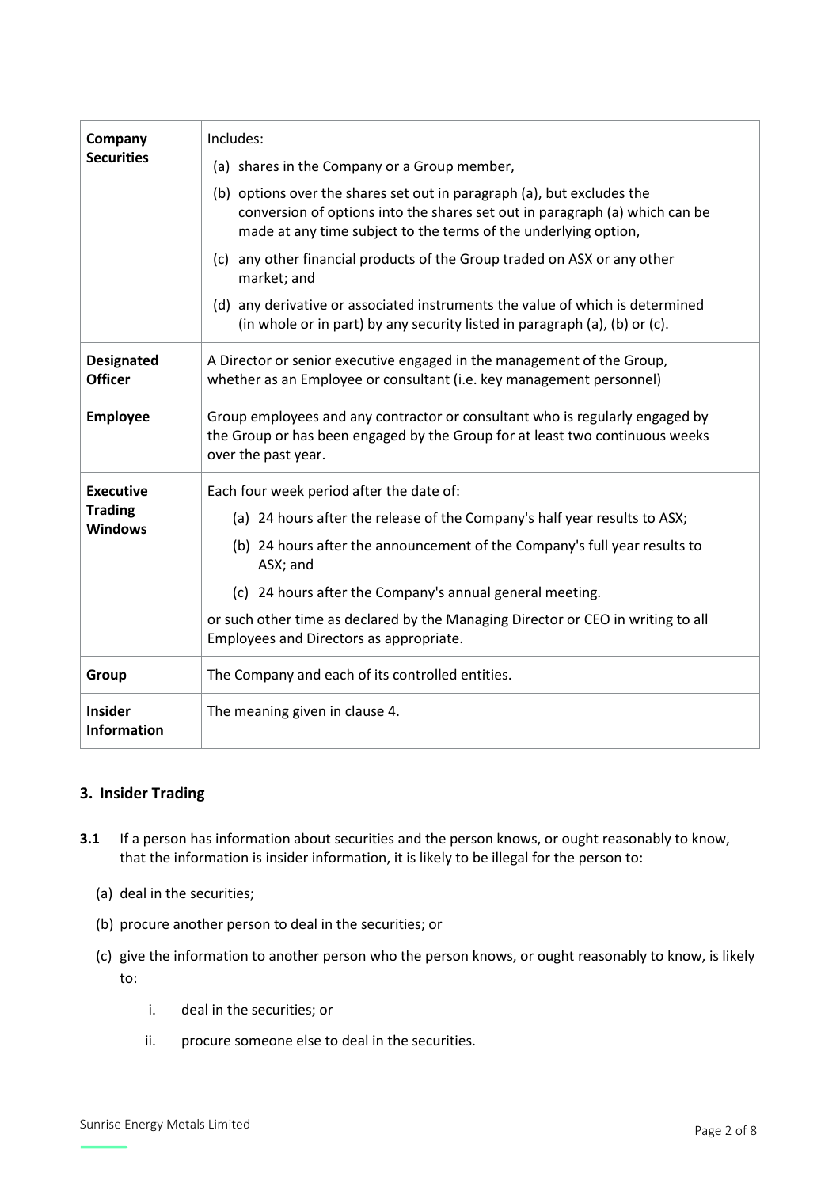| | |
|---|---|
| **Company Securities** | Includes:<br>(a) shares in the Company or a Group member,<br>(b) options over the shares set out in paragraph (a), but excludes the conversion of options into the shares set out in paragraph (a) which can be made at any time subject to the terms of the underlying option,<br>(c) any other financial products of the Group traded on ASX or any other market; and<br>(d) any derivative or associated instruments the value of which is determined (in whole or in part) by any security listed in paragraph (a), (b) or (c). |
| **Designated Officer** | A Director or senior executive engaged in the management of the Group, whether as an Employee or consultant (i.e. key management personnel) |
| **Employee** | Group employees and any contractor or consultant who is regularly engaged by the Group or has been engaged by the Group for at least two continuous weeks over the past year. |
| **Executive Trading Windows** | Each four week period after the date of:<br>(a) 24 hours after the release of the Company's half year results to ASX;<br>(b) 24 hours after the announcement of the Company's full year results to ASX; and<br>(c) 24 hours after the Company's annual general meeting.<br>or such other time as declared by the Managing Director or CEO in writing to all Employees and Directors as appropriate. |
| **Group** | The Company and each of its controlled entities. |
| **Insider Information** | The meaning given in clause 4. |

## 3. Insider Trading

**3.1** If a person has information about securities and the person knows, or ought reasonably to know, that the information is insider information, it is likely to be illegal for the person to:

(a) deal in the securities;

(b) procure another person to deal in the securities; or

(c) give the information to another person who the person knows, or ought reasonably to know, is likely to:

  i. deal in the securities; or

  ii. procure someone else to deal in the securities.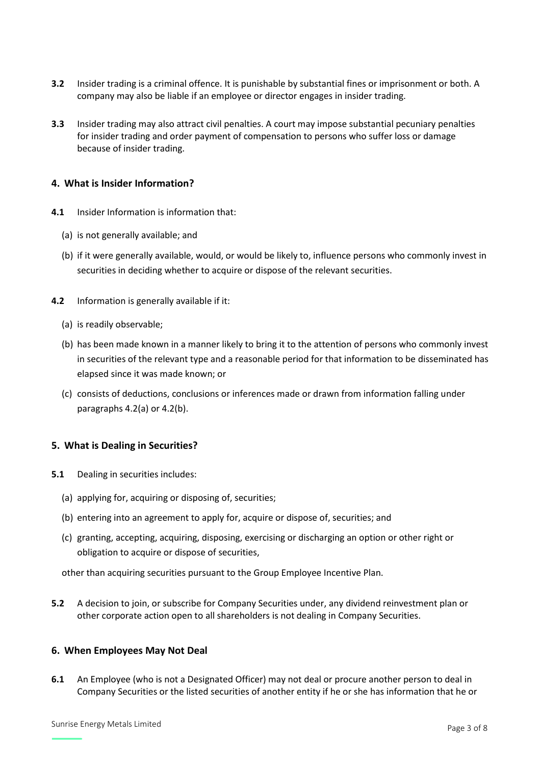**3.2** Insider trading is a criminal offence. It is punishable by substantial fines or imprisonment or both. A company may also be liable if an employee or director engages in insider trading.

**3.3** Insider trading may also attract civil penalties. A court may impose substantial pecuniary penalties for insider trading and order payment of compensation to persons who suffer loss or damage because of insider trading.

## 4. What is Insider Information?

**4.1** Insider Information is information that:

(a) is not generally available; and

(b) if it were generally available, would, or would be likely to, influence persons who commonly invest in securities in deciding whether to acquire or dispose of the relevant securities.

**4.2** Information is generally available if it:

(a) is readily observable;

(b) has been made known in a manner likely to bring it to the attention of persons who commonly invest in securities of the relevant type and a reasonable period for that information to be disseminated has elapsed since it was made known; or

(c) consists of deductions, conclusions or inferences made or drawn from information falling under paragraphs 4.2(a) or 4.2(b).

## 5. What is Dealing in Securities?

**5.1** Dealing in securities includes:

(a) applying for, acquiring or disposing of, securities;

(b) entering into an agreement to apply for, acquire or dispose of, securities; and

(c) granting, accepting, acquiring, disposing, exercising or discharging an option or other right or obligation to acquire or dispose of securities,

other than acquiring securities pursuant to the Group Employee Incentive Plan.

**5.2** A decision to join, or subscribe for Company Securities under, any dividend reinvestment plan or other corporate action open to all shareholders is not dealing in Company Securities.

## 6. When Employees May Not Deal

**6.1** An Employee (who is not a Designated Officer) may not deal or procure another person to deal in Company Securities or the listed securities of another entity if he or she has information that he or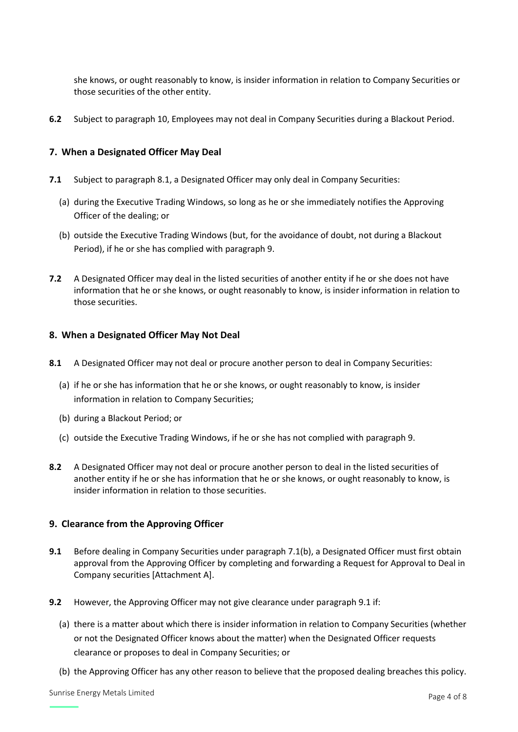she knows, or ought reasonably to know, is insider information in relation to Company Securities or those securities of the other entity.

**6.2** Subject to paragraph 10, Employees may not deal in Company Securities during a Blackout Period.

## 7. When a Designated Officer May Deal

**7.1** Subject to paragraph 8.1, a Designated Officer may only deal in Company Securities:

(a) during the Executive Trading Windows, so long as he or she immediately notifies the Approving Officer of the dealing; or

(b) outside the Executive Trading Windows (but, for the avoidance of doubt, not during a Blackout Period), if he or she has complied with paragraph 9.

**7.2** A Designated Officer may deal in the listed securities of another entity if he or she does not have information that he or she knows, or ought reasonably to know, is insider information in relation to those securities.

## 8. When a Designated Officer May Not Deal

**8.1** A Designated Officer may not deal or procure another person to deal in Company Securities:

(a) if he or she has information that he or she knows, or ought reasonably to know, is insider information in relation to Company Securities;

(b) during a Blackout Period; or

(c) outside the Executive Trading Windows, if he or she has not complied with paragraph 9.

**8.2** A Designated Officer may not deal or procure another person to deal in the listed securities of another entity if he or she has information that he or she knows, or ought reasonably to know, is insider information in relation to those securities.

## 9. Clearance from the Approving Officer

**9.1** Before dealing in Company Securities under paragraph 7.1(b), a Designated Officer must first obtain approval from the Approving Officer by completing and forwarding a Request for Approval to Deal in Company securities [Attachment A].

**9.2** However, the Approving Officer may not give clearance under paragraph 9.1 if:

(a) there is a matter about which there is insider information in relation to Company Securities (whether or not the Designated Officer knows about the matter) when the Designated Officer requests clearance or proposes to deal in Company Securities; or

(b) the Approving Officer has any other reason to believe that the proposed dealing breaches this policy.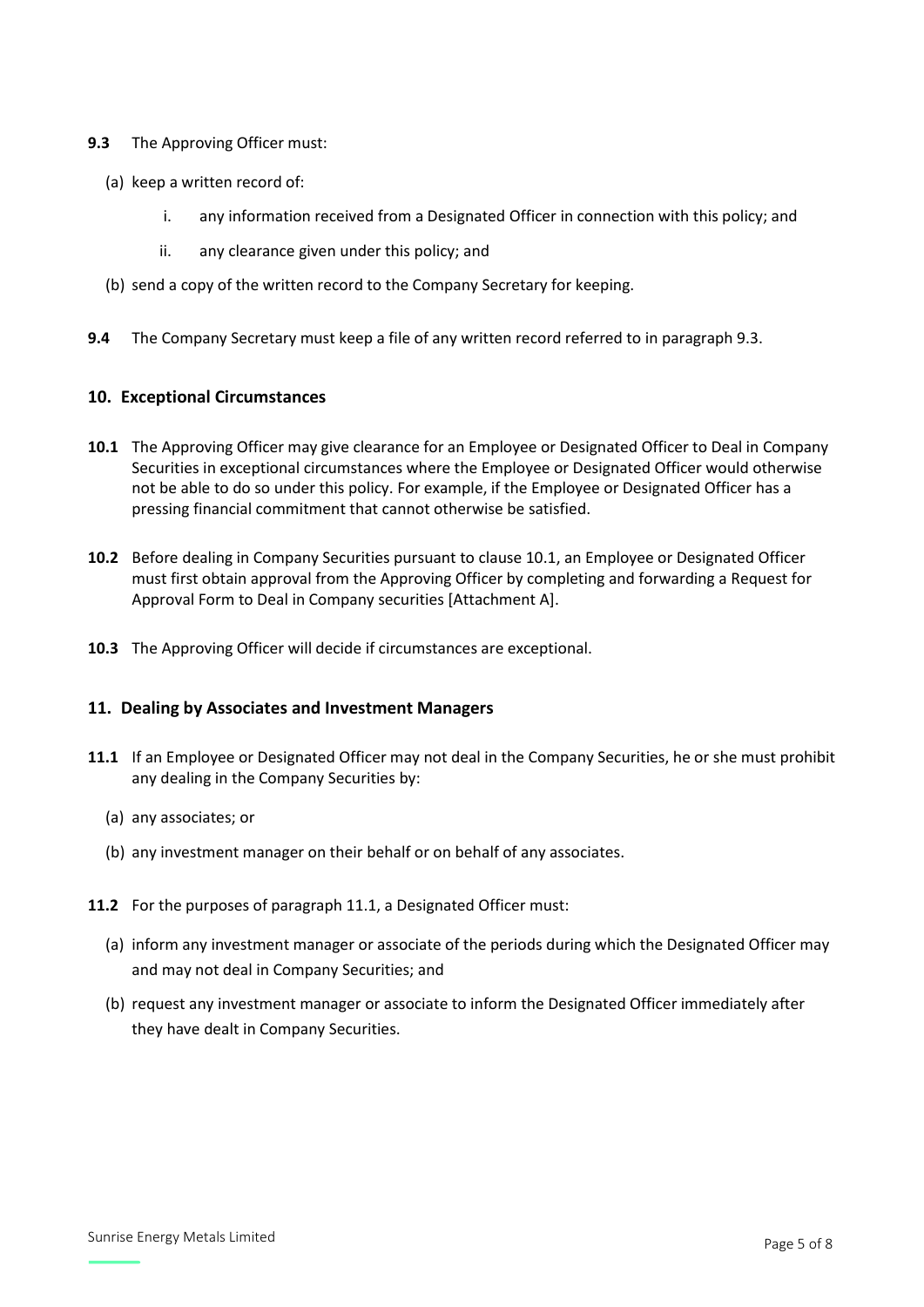**9.3** The Approving Officer must:

(a) keep a written record of:

i. any information received from a Designated Officer in connection with this policy; and

ii. any clearance given under this policy; and

(b) send a copy of the written record to the Company Secretary for keeping.

**9.4** The Company Secretary must keep a file of any written record referred to in paragraph 9.3.

## 10. Exceptional Circumstances

**10.1** The Approving Officer may give clearance for an Employee or Designated Officer to Deal in Company Securities in exceptional circumstances where the Employee or Designated Officer would otherwise not be able to do so under this policy. For example, if the Employee or Designated Officer has a pressing financial commitment that cannot otherwise be satisfied.

**10.2** Before dealing in Company Securities pursuant to clause 10.1, an Employee or Designated Officer must first obtain approval from the Approving Officer by completing and forwarding a Request for Approval Form to Deal in Company securities [Attachment A].

**10.3** The Approving Officer will decide if circumstances are exceptional.

## 11. Dealing by Associates and Investment Managers

**11.1** If an Employee or Designated Officer may not deal in the Company Securities, he or she must prohibit any dealing in the Company Securities by:

(a) any associates; or

(b) any investment manager on their behalf or on behalf of any associates.

**11.2** For the purposes of paragraph 11.1, a Designated Officer must:

(a) inform any investment manager or associate of the periods during which the Designated Officer may and may not deal in Company Securities; and

(b) request any investment manager or associate to inform the Designated Officer immediately after they have dealt in Company Securities.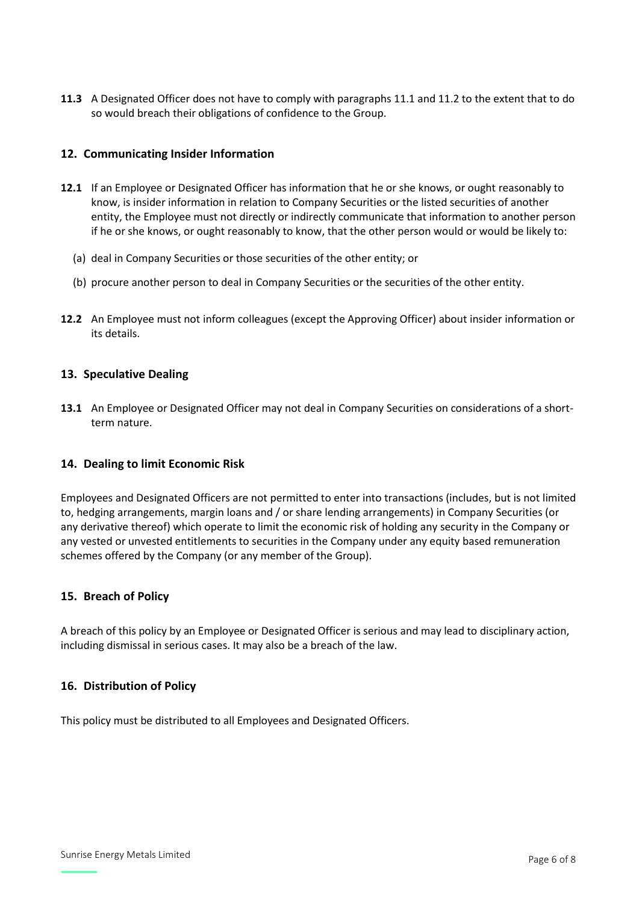**11.3** A Designated Officer does not have to comply with paragraphs 11.1 and 11.2 to the extent that to do so would breach their obligations of confidence to the Group.

## 12. Communicating Insider Information

**12.1** If an Employee or Designated Officer has information that he or she knows, or ought reasonably to know, is insider information in relation to Company Securities or the listed securities of another entity, the Employee must not directly or indirectly communicate that information to another person if he or she knows, or ought reasonably to know, that the other person would or would be likely to:

(a) deal in Company Securities or those securities of the other entity; or

(b) procure another person to deal in Company Securities or the securities of the other entity.

**12.2** An Employee must not inform colleagues (except the Approving Officer) about insider information or its details.

## 13. Speculative Dealing

**13.1** An Employee or Designated Officer may not deal in Company Securities on considerations of a short-term nature.

## 14. Dealing to limit Economic Risk

Employees and Designated Officers are not permitted to enter into transactions (includes, but is not limited to, hedging arrangements, margin loans and / or share lending arrangements) in Company Securities (or any derivative thereof) which operate to limit the economic risk of holding any security in the Company or any vested or unvested entitlements to securities in the Company under any equity based remuneration schemes offered by the Company (or any member of the Group).

## 15. Breach of Policy

A breach of this policy by an Employee or Designated Officer is serious and may lead to disciplinary action, including dismissal in serious cases. It may also be a breach of the law.

## 16. Distribution of Policy

This policy must be distributed to all Employees and Designated Officers.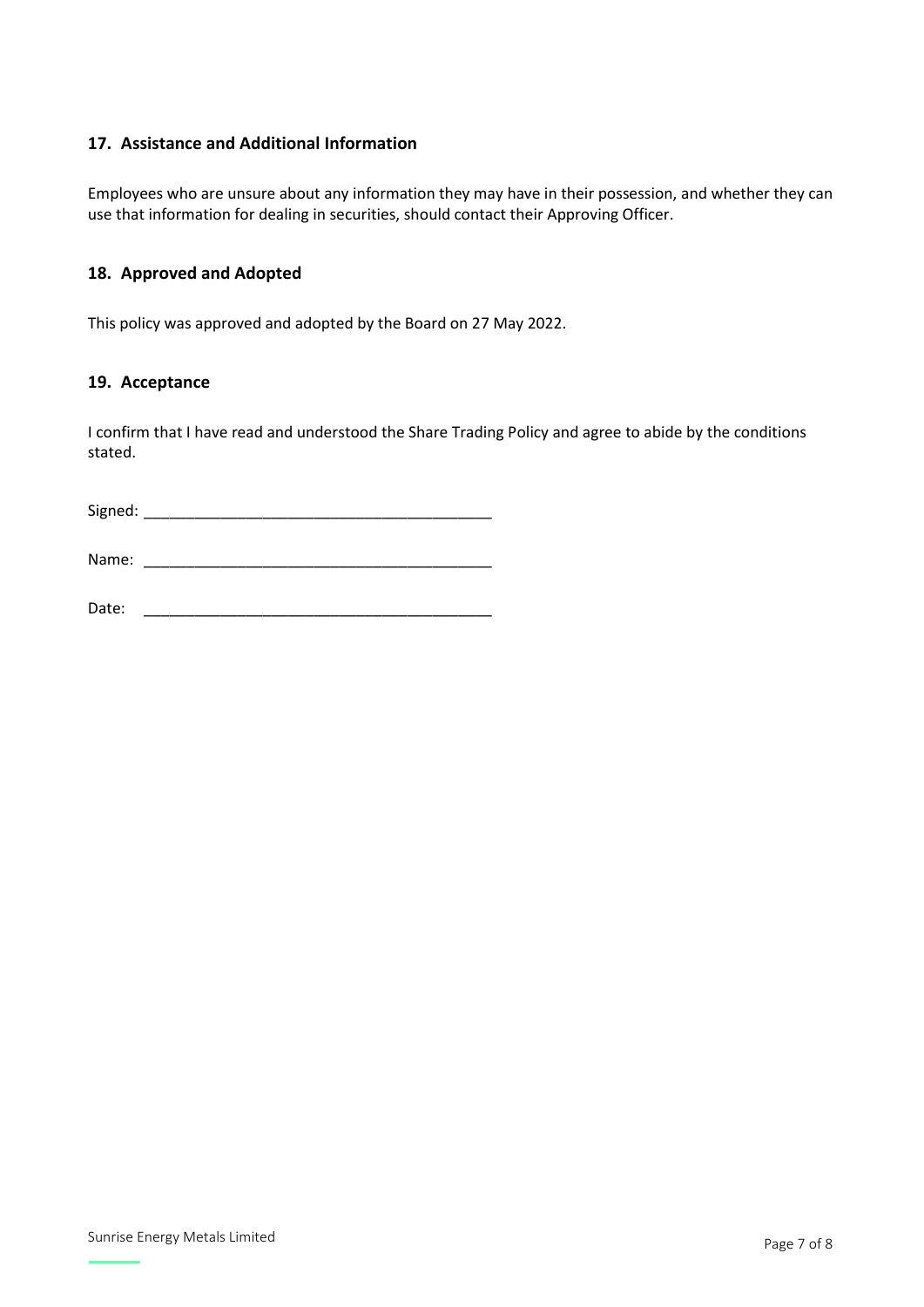## 17. Assistance and Additional Information

Employees who are unsure about any information they may have in their possession, and whether they can use that information for dealing in securities, should contact their Approving Officer.

## 18. Approved and Adopted

This policy was approved and adopted by the Board on 27 May 2022.

## 19. Acceptance

I confirm that I have read and understood the Share Trading Policy and agree to abide by the conditions stated.

Signed: ________________________________________

Name: ________________________________________

Date: ________________________________________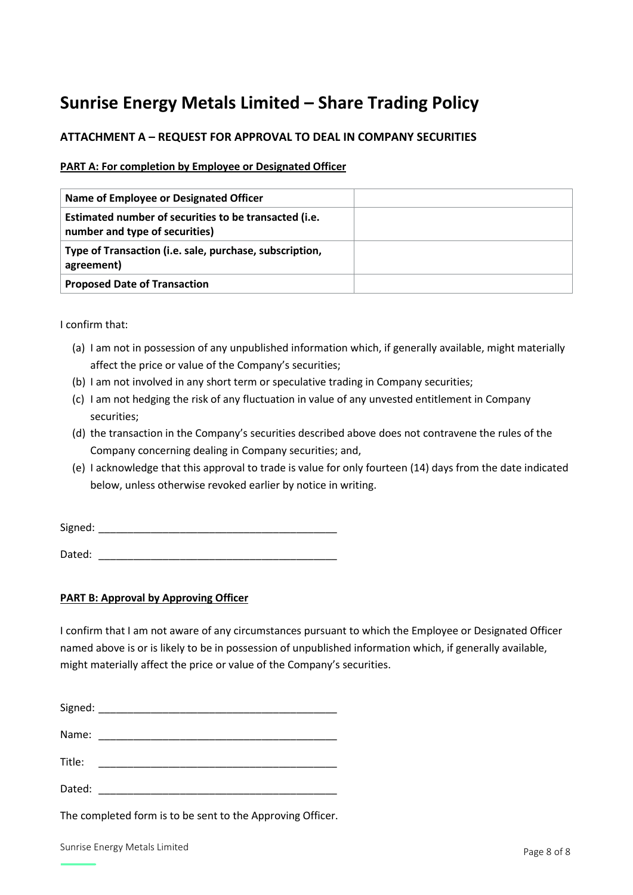# Sunrise Energy Metals Limited – Share Trading Policy

## ATTACHMENT A – REQUEST FOR APPROVAL TO DEAL IN COMPANY SECURITIES

**PART A: For completion by Employee or Designated Officer**

| | |
|---|---|
| **Name of Employee or Designated Officer** | |
| **Estimated number of securities to be transacted (i.e. number and type of securities)** | |
| **Type of Transaction (i.e. sale, purchase, subscription, agreement)** | |
| **Proposed Date of Transaction** | |

I confirm that:

(a) I am not in possession of any unpublished information which, if generally available, might materially affect the price or value of the Company's securities;

(b) I am not involved in any short term or speculative trading in Company securities;

(c) I am not hedging the risk of any fluctuation in value of any unvested entitlement in Company securities;

(d) the transaction in the Company's securities described above does not contravene the rules of the Company concerning dealing in Company securities; and,

(e) I acknowledge that this approval to trade is value for only fourteen (14) days from the date indicated below, unless otherwise revoked earlier by notice in writing.

Signed: ________________________________________

Dated: ________________________________________

**PART B: Approval by Approving Officer**

I confirm that I am not aware of any circumstances pursuant to which the Employee or Designated Officer named above is or is likely to be in possession of unpublished information which, if generally available, might materially affect the price or value of the Company's securities.

Signed: ________________________________________

Name: ________________________________________

Title: ________________________________________

Dated: ________________________________________

The completed form is to be sent to the Approving Officer.